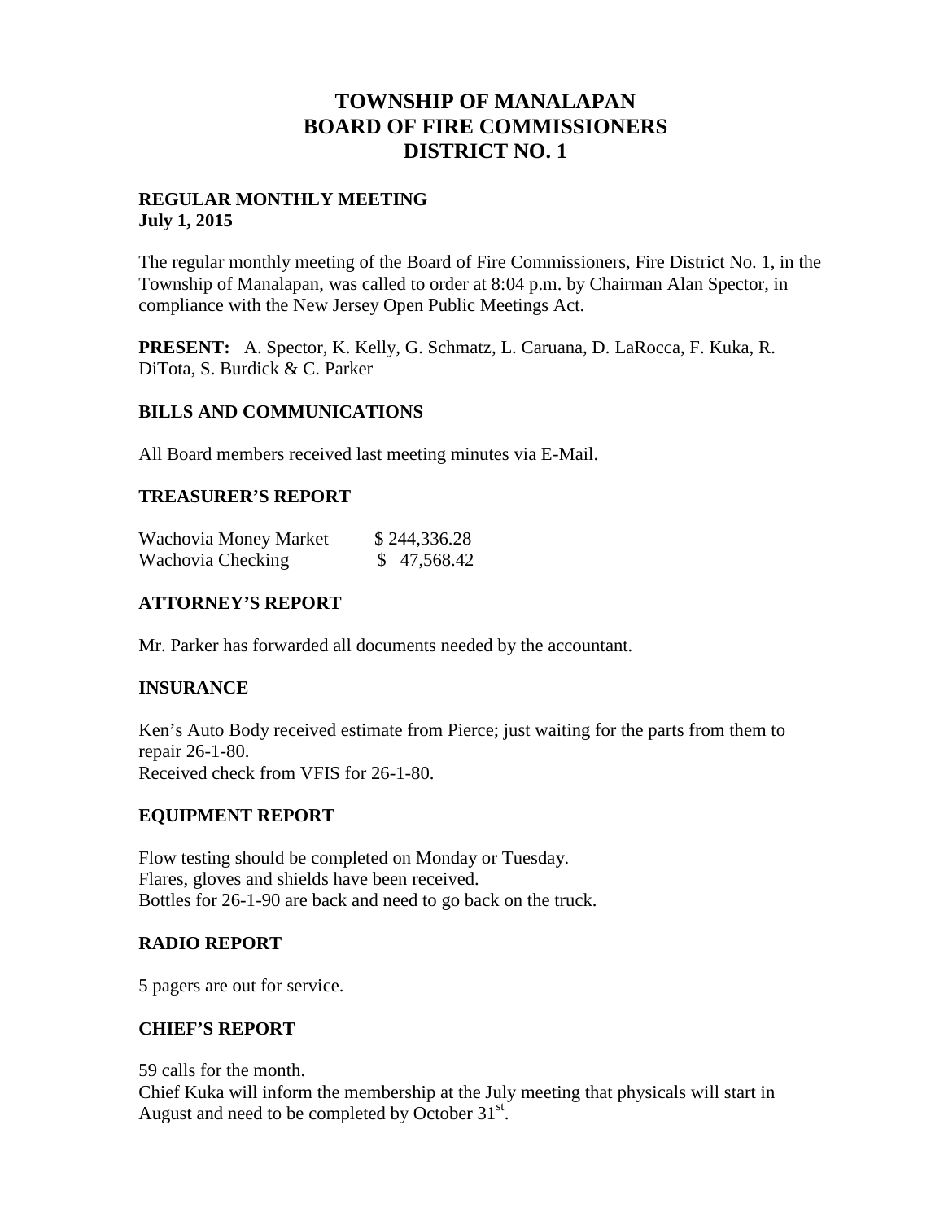# TOWNSHIP OF MANALAPAN
# BOARD OF FIRE COMMISSIONERS
# DISTRICT NO. 1

**REGULAR MONTHLY MEETING**
**July 1, 2015**

The regular monthly meeting of the Board of Fire Commissioners, Fire District No. 1, in the Township of Manalapan, was called to order at 8:04 p.m. by Chairman Alan Spector, in compliance with the New Jersey Open Public Meetings Act.

**PRESENT:** A. Spector, K. Kelly, G. Schmatz, L. Caruana, D. LaRocca, F. Kuka, R. DiTota, S. Burdick & C. Parker

## BILLS AND COMMUNICATIONS

All Board members received last meeting minutes via E-Mail.

## TREASURER'S REPORT

| | |
|---|---|
| Wachovia Money Market | $ 244,336.28 |
| Wachovia Checking | $ 47,568.42 |

## ATTORNEY'S REPORT

Mr. Parker has forwarded all documents needed by the accountant.

## INSURANCE

Ken's Auto Body received estimate from Pierce; just waiting for the parts from them to repair 26-1-80.
Received check from VFIS for 26-1-80.

## EQUIPMENT REPORT

Flow testing should be completed on Monday or Tuesday.
Flares, gloves and shields have been received.
Bottles for 26-1-90 are back and need to go back on the truck.

## RADIO REPORT

5 pagers are out for service.

## CHIEF'S REPORT

59 calls for the month.
Chief Kuka will inform the membership at the July meeting that physicals will start in August and need to be completed by October 31st.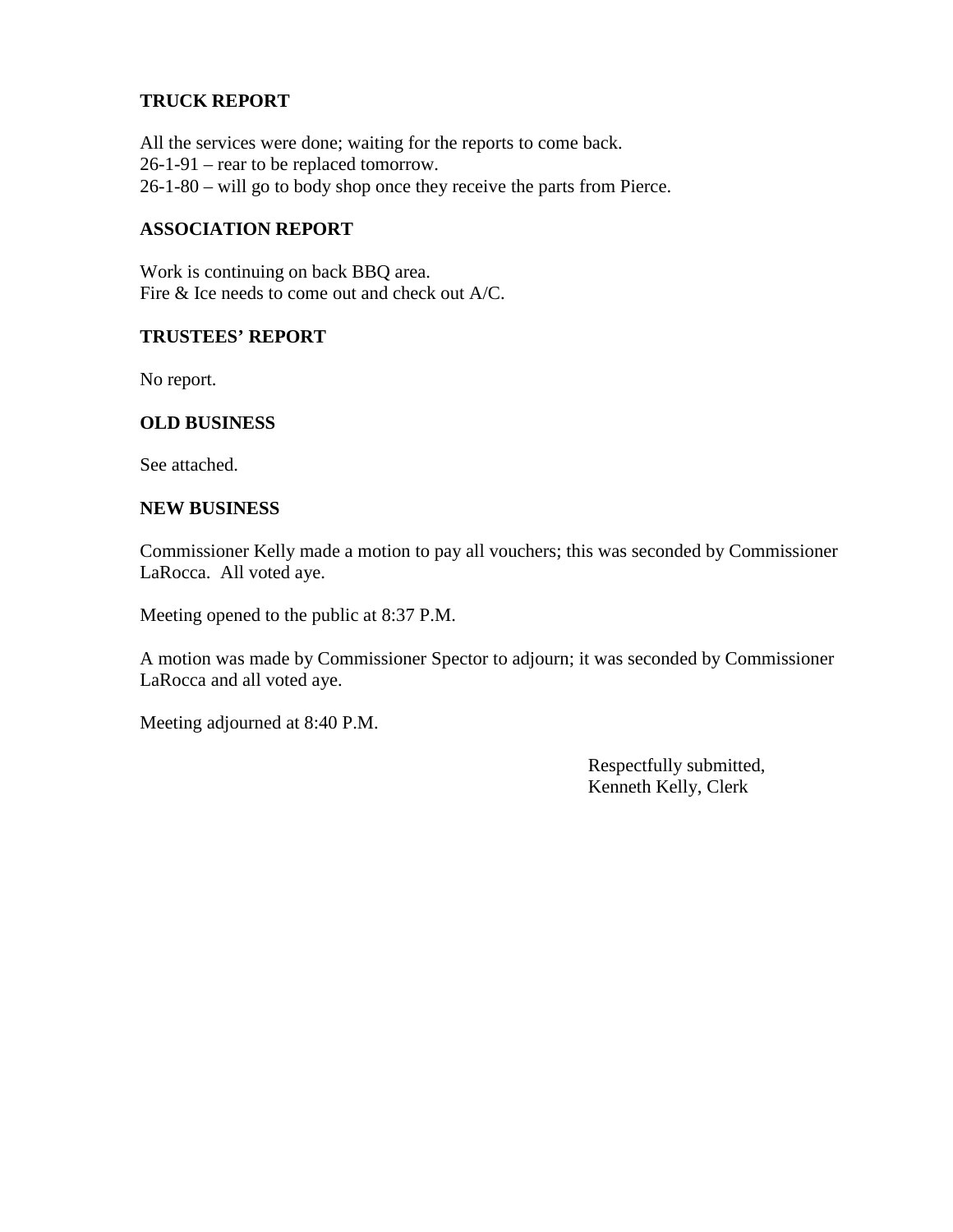**TRUCK REPORT**

All the services were done; waiting for the reports to come back.
26-1-91 – rear to be replaced tomorrow.
26-1-80 – will go to body shop once they receive the parts from Pierce.

**ASSOCIATION REPORT**

Work is continuing on back BBQ area.
Fire & Ice needs to come out and check out A/C.

**TRUSTEES' REPORT**

No report.

**OLD BUSINESS**

See attached.

**NEW BUSINESS**

Commissioner Kelly made a motion to pay all vouchers; this was seconded by Commissioner LaRocca. All voted aye.

Meeting opened to the public at 8:37 P.M.

A motion was made by Commissioner Spector to adjourn; it was seconded by Commissioner LaRocca and all voted aye.

Meeting adjourned at 8:40 P.M.

Respectfully submitted,
Kenneth Kelly, Clerk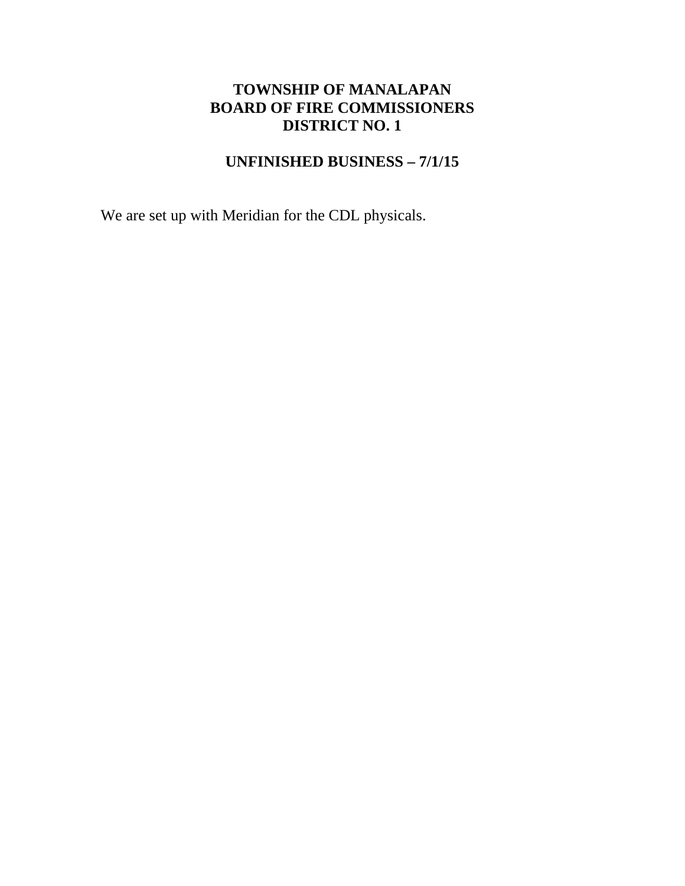# TOWNSHIP OF MANALAPAN
# BOARD OF FIRE COMMISSIONERS
# DISTRICT NO. 1

## UNFINISHED BUSINESS – 7/1/15

We are set up with Meridian for the CDL physicals.